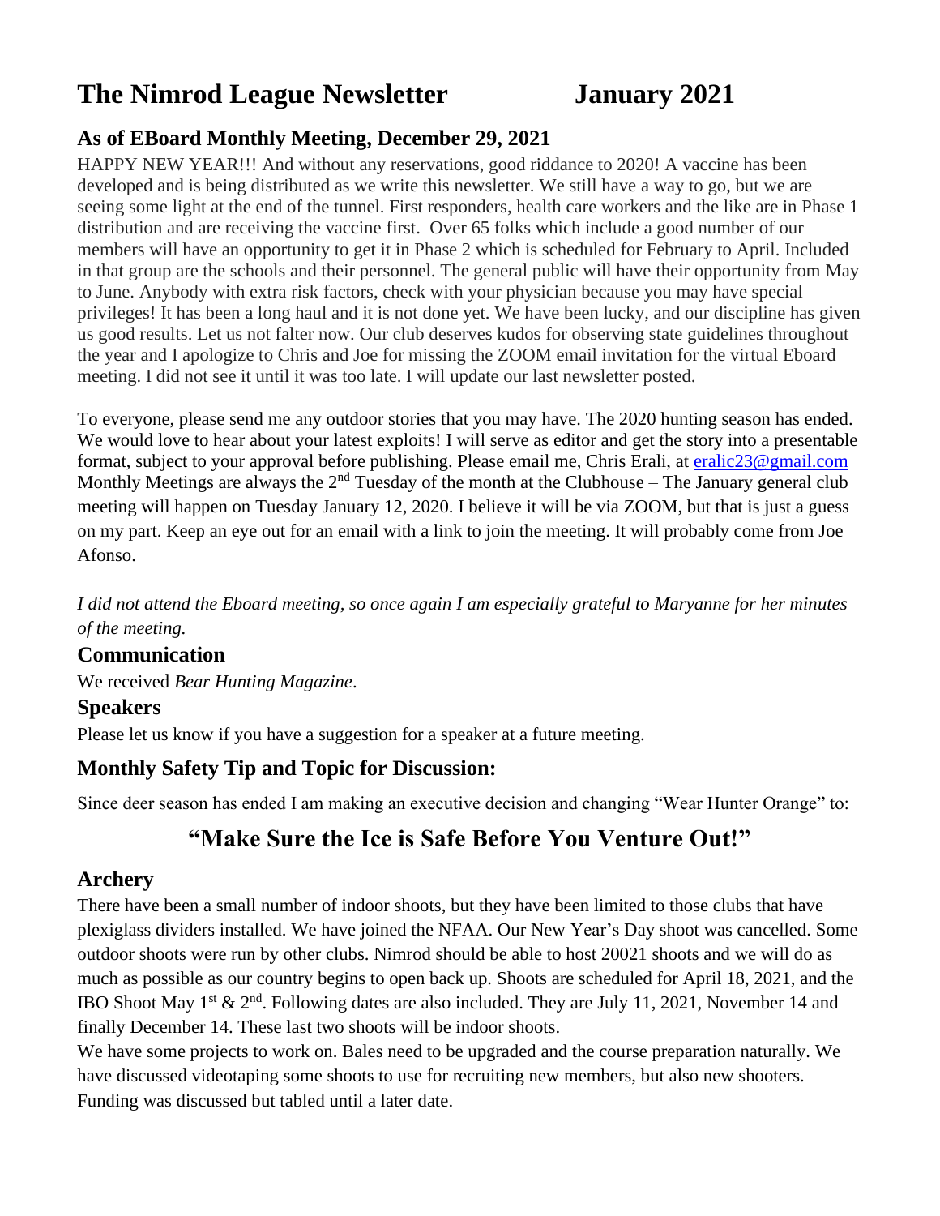# The Nimrod League Newsletter January 2021

## As of EBoard Monthly Meeting, December 29, 2021

HAPPY NEW YEAR!!! And without any reservations, good riddance to 2020! A vaccine has been developed and is being distributed as we write this newsletter. We still have a way to go, but we are seeing some light at the end of the tunnel. First responders, health care workers and the like are in Phase 1 distribution and are receiving the vaccine first. Over 65 folks which include a good number of our members will have an opportunity to get it in Phase 2 which is scheduled for February to April. Included in that group are the schools and their personnel. The general public will have their opportunity from May to June. Anybody with extra risk factors, check with your physician because you may have special privileges! It has been a long haul and it is not done yet. We have been lucky, and our discipline has given us good results. Let us not falter now. Our club deserves kudos for observing state guidelines throughout the year and I apologize to Chris and Joe for missing the ZOOM email invitation for the virtual Eboard meeting. I did not see it until it was too late. I will update our last newsletter posted.

To everyone, please send me any outdoor stories that you may have. The 2020 hunting season has ended. We would love to hear about your latest exploits! I will serve as editor and get the story into a presentable format, subject to your approval before publishing. Please email me, Chris Erali, at eralic23@gmail.com Monthly Meetings are always the 2nd Tuesday of the month at the Clubhouse – The January general club meeting will happen on Tuesday January 12, 2020. I believe it will be via ZOOM, but that is just a guess on my part. Keep an eye out for an email with a link to join the meeting. It will probably come from Joe Afonso.

*I did not attend the Eboard meeting, so once again I am especially grateful to Maryanne for her minutes of the meeting.*

### Communication

We received *Bear Hunting Magazine*.

### Speakers

Please let us know if you have a suggestion for a speaker at a future meeting.

### Monthly Safety Tip and Topic for Discussion:

Since deer season has ended I am making an executive decision and changing "Wear Hunter Orange" to:

## "Make Sure the Ice is Safe Before You Venture Out!"

### Archery

There have been a small number of indoor shoots, but they have been limited to those clubs that have plexiglass dividers installed. We have joined the NFAA. Our New Year's Day shoot was cancelled. Some outdoor shoots were run by other clubs. Nimrod should be able to host 20021 shoots and we will do as much as possible as our country begins to open back up. Shoots are scheduled for April 18, 2021, and the IBO Shoot May 1st & 2nd. Following dates are also included. They are July 11, 2021, November 14 and finally December 14. These last two shoots will be indoor shoots.

We have some projects to work on. Bales need to be upgraded and the course preparation naturally. We have discussed videotaping some shoots to use for recruiting new members, but also new shooters. Funding was discussed but tabled until a later date.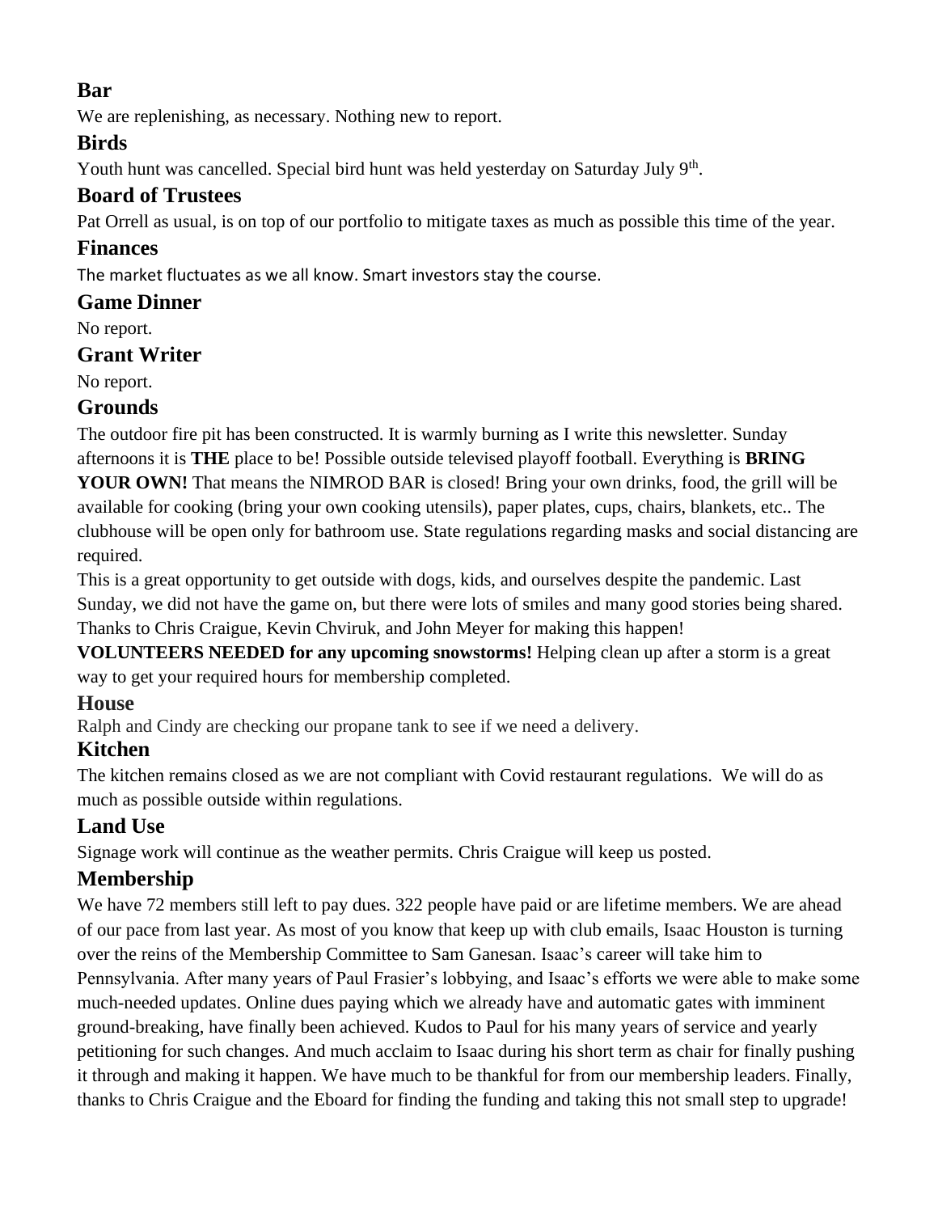## Bar

We are replenishing, as necessary. Nothing new to report.

## Birds

Youth hunt was cancelled. Special bird hunt was held yesterday on Saturday July 9th.

## Board of Trustees

Pat Orrell as usual, is on top of our portfolio to mitigate taxes as much as possible this time of the year.

## Finances

The market fluctuates as we all know. Smart investors stay the course.

## Game Dinner

No report.

## Grant Writer

No report.

## Grounds

The outdoor fire pit has been constructed. It is warmly burning as I write this newsletter. Sunday afternoons it is **THE** place to be! Possible outside televised playoff football. Everything is **BRING YOUR OWN!** That means the NIMROD BAR is closed! Bring your own drinks, food, the grill will be available for cooking (bring your own cooking utensils), paper plates, cups, chairs, blankets, etc.. The clubhouse will be open only for bathroom use. State regulations regarding masks and social distancing are required.

This is a great opportunity to get outside with dogs, kids, and ourselves despite the pandemic. Last Sunday, we did not have the game on, but there were lots of smiles and many good stories being shared. Thanks to Chris Craigue, Kevin Chviruk, and John Meyer for making this happen!

**VOLUNTEERS NEEDED for any upcoming snowstorms!** Helping clean up after a storm is a great way to get your required hours for membership completed.

## House

Ralph and Cindy are checking our propane tank to see if we need a delivery.

## Kitchen

The kitchen remains closed as we are not compliant with Covid restaurant regulations. We will do as much as possible outside within regulations.

## Land Use

Signage work will continue as the weather permits. Chris Craigue will keep us posted.

## Membership

We have 72 members still left to pay dues. 322 people have paid or are lifetime members. We are ahead of our pace from last year. As most of you know that keep up with club emails, Isaac Houston is turning over the reins of the Membership Committee to Sam Ganesan. Isaac's career will take him to Pennsylvania. After many years of Paul Frasier's lobbying, and Isaac's efforts we were able to make some much-needed updates. Online dues paying which we already have and automatic gates with imminent ground-breaking, have finally been achieved. Kudos to Paul for his many years of service and yearly petitioning for such changes. And much acclaim to Isaac during his short term as chair for finally pushing it through and making it happen. We have much to be thankful for from our membership leaders. Finally, thanks to Chris Craigue and the Eboard for finding the funding and taking this not small step to upgrade!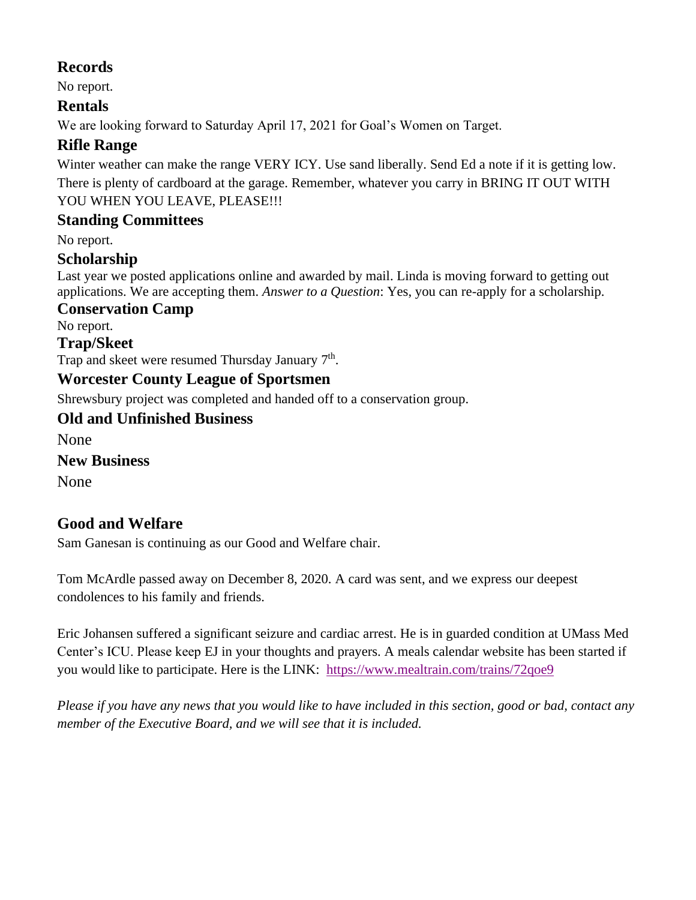## Records

No report.

## Rentals

We are looking forward to Saturday April 17, 2021 for Goal's Women on Target.

## Rifle Range

Winter weather can make the range VERY ICY. Use sand liberally. Send Ed a note if it is getting low. There is plenty of cardboard at the garage. Remember, whatever you carry in BRING IT OUT WITH YOU WHEN YOU LEAVE, PLEASE!!!

## Standing Committees

No report.

## Scholarship

Last year we posted applications online and awarded by mail. Linda is moving forward to getting out applications. We are accepting them. *Answer to a Question*: Yes, you can re-apply for a scholarship.

## Conservation Camp

No report.

## Trap/Skeet

Trap and skeet were resumed Thursday January 7th.

## Worcester County League of Sportsmen

Shrewsbury project was completed and handed off to a conservation group.

## Old and Unfinished Business

None

## New Business

None

## Good and Welfare

Sam Ganesan is continuing as our Good and Welfare chair.

Tom McArdle passed away on December 8, 2020. A card was sent, and we express our deepest condolences to his family and friends.

Eric Johansen suffered a significant seizure and cardiac arrest. He is in guarded condition at UMass Med Center's ICU. Please keep EJ in your thoughts and prayers. A meals calendar website has been started if you would like to participate. Here is the LINK: https://www.mealtrain.com/trains/72qoe9

*Please if you have any news that you would like to have included in this section, good or bad, contact any member of the Executive Board, and we will see that it is included.*